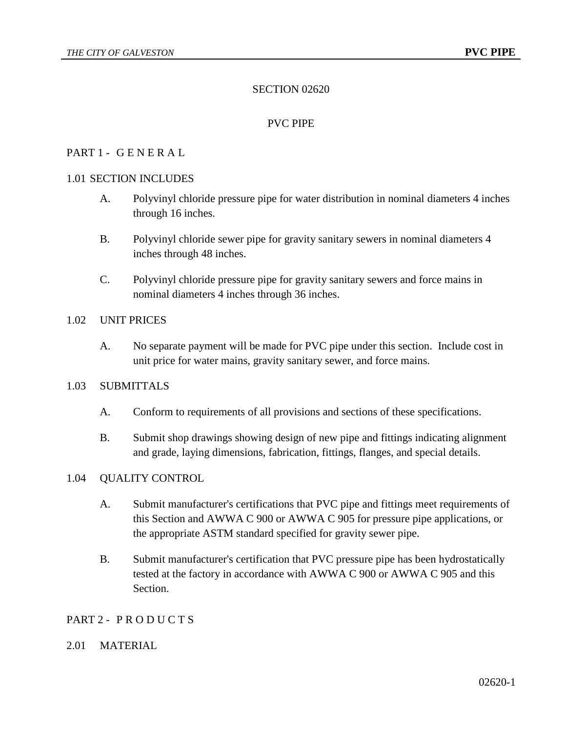# SECTION 02620

# PVC PIPE

## PART 1 - G E N E R A L

### 1.01 SECTION INCLUDES

A. Polyvinyl chloride pressure pipe for water distribution in nominal diameters 4 inches through 16 inches.

B. Polyvinyl chloride sewer pipe for gravity sanitary sewers in nominal diameters 4 inches through 48 inches.

C. Polyvinyl chloride pressure pipe for gravity sanitary sewers and force mains in nominal diameters 4 inches through 36 inches.

### 1.02 UNIT PRICES

A. No separate payment will be made for PVC pipe under this section. Include cost in unit price for water mains, gravity sanitary sewer, and force mains.

### 1.03 SUBMITTALS

A. Conform to requirements of all provisions and sections of these specifications.

B. Submit shop drawings showing design of new pipe and fittings indicating alignment and grade, laying dimensions, fabrication, fittings, flanges, and special details.

### 1.04 QUALITY CONTROL

A. Submit manufacturer's certifications that PVC pipe and fittings meet requirements of this Section and AWWA C 900 or AWWA C 905 for pressure pipe applications, or the appropriate ASTM standard specified for gravity sewer pipe.

B. Submit manufacturer's certification that PVC pressure pipe has been hydrostatically tested at the factory in accordance with AWWA C 900 or AWWA C 905 and this Section.

## PART 2 - P R O D U C T S

### 2.01 MATERIAL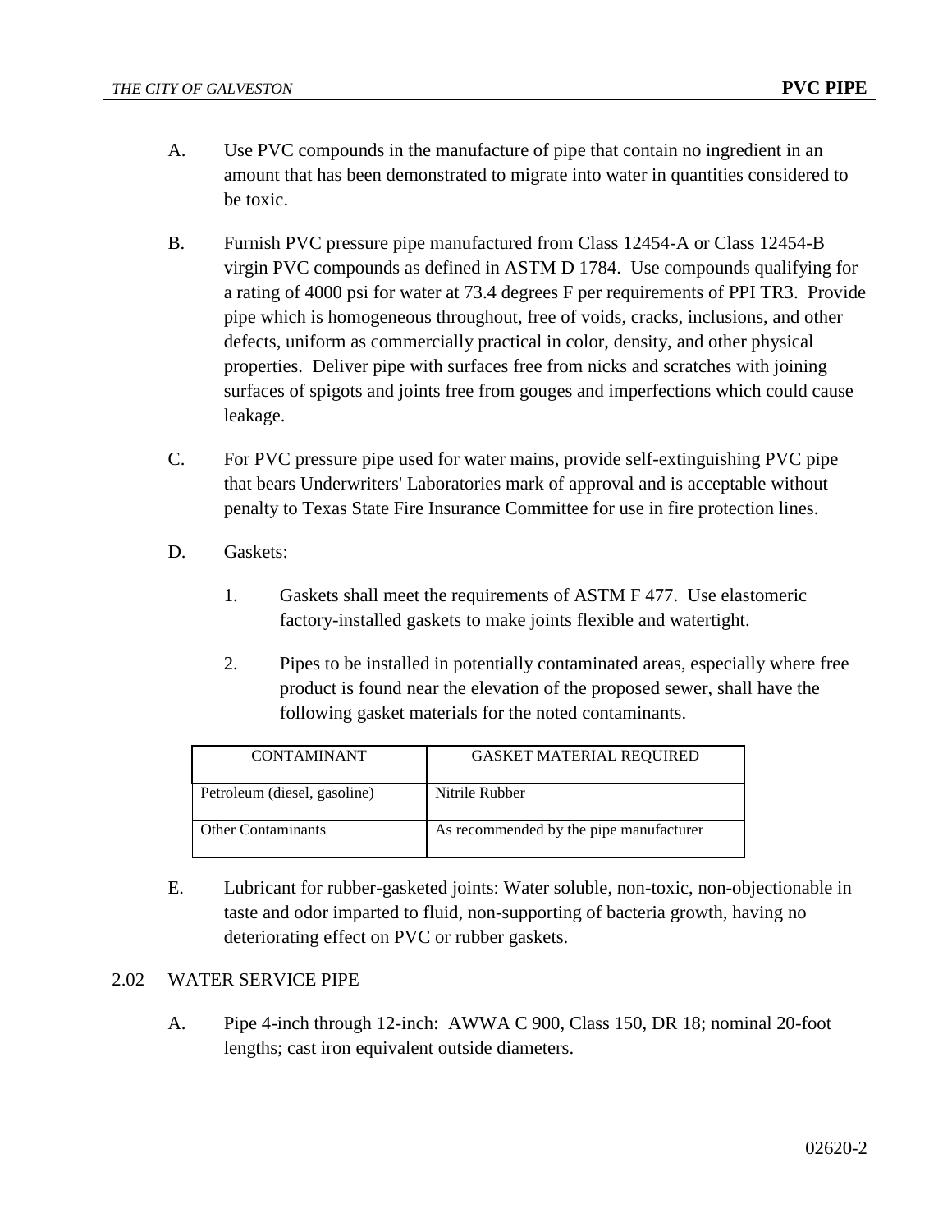A. Use PVC compounds in the manufacture of pipe that contain no ingredient in an amount that has been demonstrated to migrate into water in quantities considered to be toxic.

B. Furnish PVC pressure pipe manufactured from Class 12454-A or Class 12454-B virgin PVC compounds as defined in ASTM D 1784. Use compounds qualifying for a rating of 4000 psi for water at 73.4 degrees F per requirements of PPI TR3. Provide pipe which is homogeneous throughout, free of voids, cracks, inclusions, and other defects, uniform as commercially practical in color, density, and other physical properties. Deliver pipe with surfaces free from nicks and scratches with joining surfaces of spigots and joints free from gouges and imperfections which could cause leakage.

C. For PVC pressure pipe used for water mains, provide self-extinguishing PVC pipe that bears Underwriters' Laboratories mark of approval and is acceptable without penalty to Texas State Fire Insurance Committee for use in fire protection lines.

D. Gaskets:

1. Gaskets shall meet the requirements of ASTM F 477. Use elastomeric factory-installed gaskets to make joints flexible and watertight.

2. Pipes to be installed in potentially contaminated areas, especially where free product is found near the elevation of the proposed sewer, shall have the following gasket materials for the noted contaminants.

| CONTAMINANT | GASKET MATERIAL REQUIRED |
|---|---|
| Petroleum (diesel, gasoline) | Nitrile Rubber |
| Other Contaminants | As recommended by the pipe manufacturer |

E. Lubricant for rubber-gasketed joints: Water soluble, non-toxic, non-objectionable in taste and odor imparted to fluid, non-supporting of bacteria growth, having no deteriorating effect on PVC or rubber gaskets.

## 2.02 WATER SERVICE PIPE

A. Pipe 4-inch through 12-inch: AWWA C 900, Class 150, DR 18; nominal 20-foot lengths; cast iron equivalent outside diameters.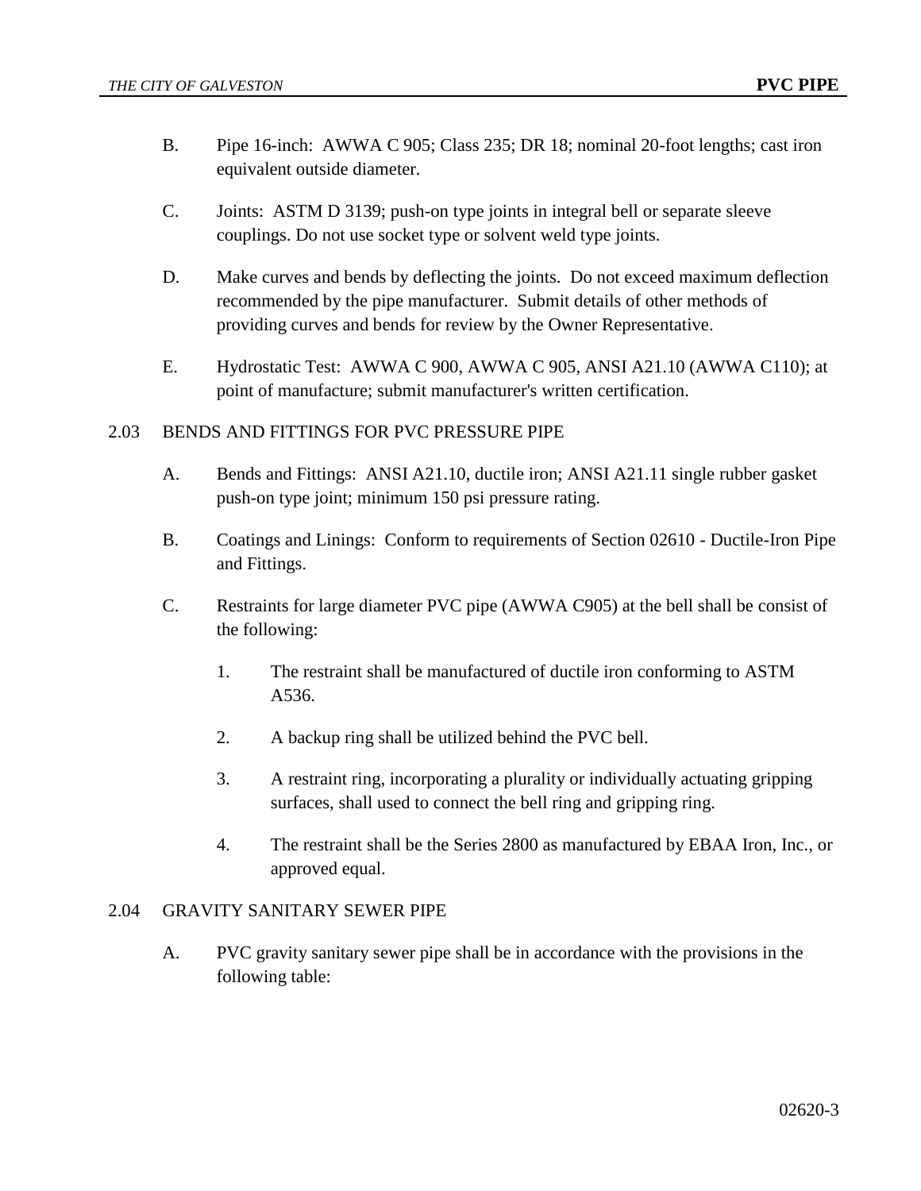B. Pipe 16-inch: AWWA C 905; Class 235; DR 18; nominal 20-foot lengths; cast iron equivalent outside diameter.

C. Joints: ASTM D 3139; push-on type joints in integral bell or separate sleeve couplings. Do not use socket type or solvent weld type joints.

D. Make curves and bends by deflecting the joints. Do not exceed maximum deflection recommended by the pipe manufacturer. Submit details of other methods of providing curves and bends for review by the Owner Representative.

E. Hydrostatic Test: AWWA C 900, AWWA C 905, ANSI A21.10 (AWWA C110); at point of manufacture; submit manufacturer's written certification.

## 2.03 BENDS AND FITTINGS FOR PVC PRESSURE PIPE

A. Bends and Fittings: ANSI A21.10, ductile iron; ANSI A21.11 single rubber gasket push-on type joint; minimum 150 psi pressure rating.

B. Coatings and Linings: Conform to requirements of Section 02610 - Ductile-Iron Pipe and Fittings.

C. Restraints for large diameter PVC pipe (AWWA C905) at the bell shall be consist of the following:

1. The restraint shall be manufactured of ductile iron conforming to ASTM A536.

2. A backup ring shall be utilized behind the PVC bell.

3. A restraint ring, incorporating a plurality or individually actuating gripping surfaces, shall used to connect the bell ring and gripping ring.

4. The restraint shall be the Series 2800 as manufactured by EBAA Iron, Inc., or approved equal.

## 2.04 GRAVITY SANITARY SEWER PIPE

A. PVC gravity sanitary sewer pipe shall be in accordance with the provisions in the following table: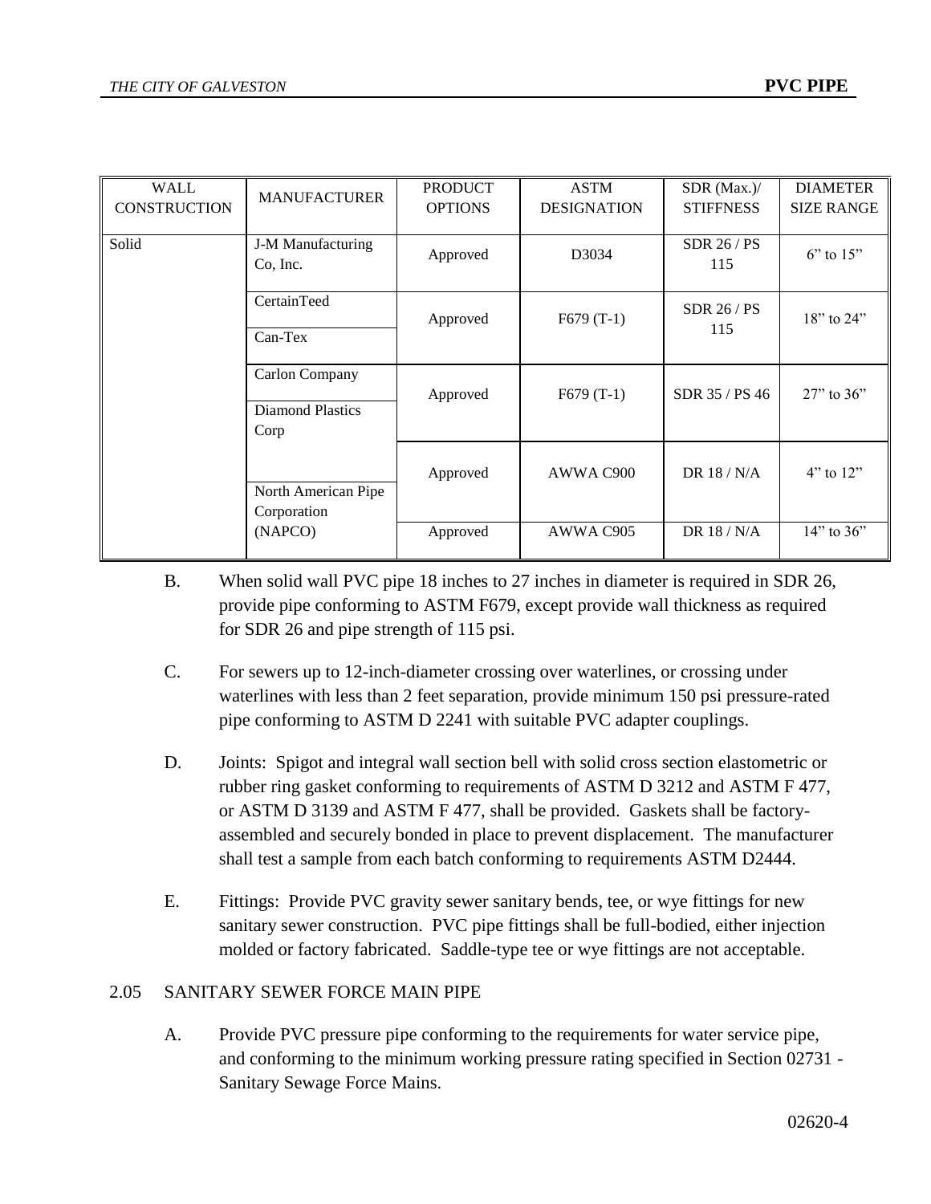| WALL CONSTRUCTION | MANUFACTURER | PRODUCT OPTIONS | ASTM DESIGNATION | SDR (Max.)/ STIFFNESS | DIAMETER SIZE RANGE |
|---|---|---|---|---|---|
| Solid | J-M Manufacturing Co, Inc. | Approved | D3034 | SDR 26 / PS 115 | 6" to 15" |
| | CertainTeed | Approved | F679 (T-1) | SDR 26 / PS 115 | 18" to 24" |
| | Can-Tex | | | | |
| | Carlon Company | Approved | F679 (T-1) | SDR 35 / PS 46 | 27" to 36" |
| | Diamond Plastics Corp | | | | |
| | North American Pipe Corporation (NAPCO) | Approved | AWWA C900 | DR 18 / N/A | 4" to 12" |
| | | Approved | AWWA C905 | DR 18 / N/A | 14" to 36" |

B. When solid wall PVC pipe 18 inches to 27 inches in diameter is required in SDR 26, provide pipe conforming to ASTM F679, except provide wall thickness as required for SDR 26 and pipe strength of 115 psi.

C. For sewers up to 12-inch-diameter crossing over waterlines, or crossing under waterlines with less than 2 feet separation, provide minimum 150 psi pressure-rated pipe conforming to ASTM D 2241 with suitable PVC adapter couplings.

D. Joints: Spigot and integral wall section bell with solid cross section elastometric or rubber ring gasket conforming to requirements of ASTM D 3212 and ASTM F 477, or ASTM D 3139 and ASTM F 477, shall be provided. Gaskets shall be factory-assembled and securely bonded in place to prevent displacement. The manufacturer shall test a sample from each batch conforming to requirements ASTM D2444.

E. Fittings: Provide PVC gravity sewer sanitary bends, tee, or wye fittings for new sanitary sewer construction. PVC pipe fittings shall be full-bodied, either injection molded or factory fabricated. Saddle-type tee or wye fittings are not acceptable.

## 2.05 SANITARY SEWER FORCE MAIN PIPE

A. Provide PVC pressure pipe conforming to the requirements for water service pipe, and conforming to the minimum working pressure rating specified in Section 02731 - Sanitary Sewage Force Mains.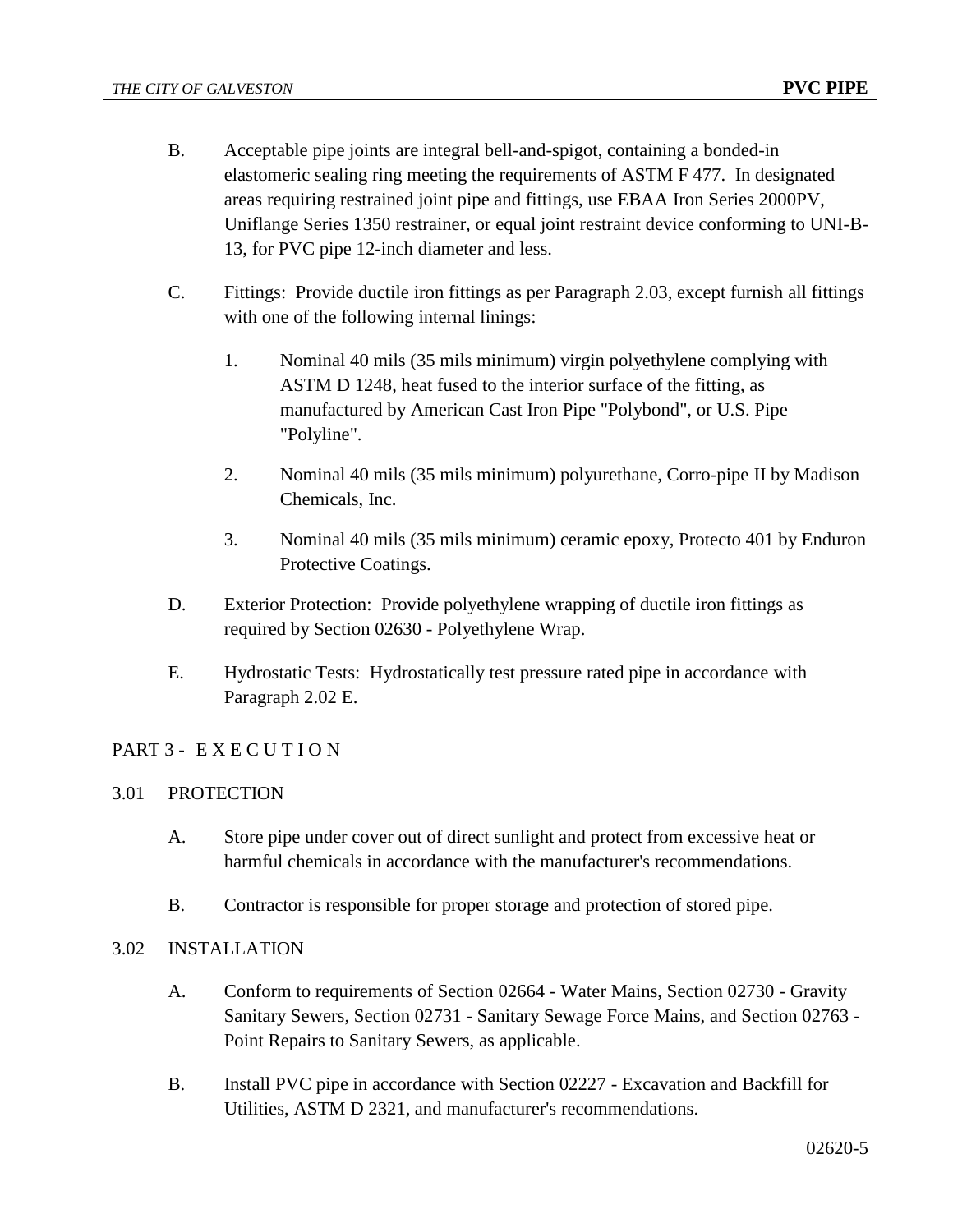B. Acceptable pipe joints are integral bell-and-spigot, containing a bonded-in elastomeric sealing ring meeting the requirements of ASTM F 477. In designated areas requiring restrained joint pipe and fittings, use EBAA Iron Series 2000PV, Uniflange Series 1350 restrainer, or equal joint restraint device conforming to UNI-B-13, for PVC pipe 12-inch diameter and less.

C. Fittings: Provide ductile iron fittings as per Paragraph 2.03, except furnish all fittings with one of the following internal linings:

1. Nominal 40 mils (35 mils minimum) virgin polyethylene complying with ASTM D 1248, heat fused to the interior surface of the fitting, as manufactured by American Cast Iron Pipe "Polybond", or U.S. Pipe "Polyline".

2. Nominal 40 mils (35 mils minimum) polyurethane, Corro-pipe II by Madison Chemicals, Inc.

3. Nominal 40 mils (35 mils minimum) ceramic epoxy, Protecto 401 by Enduron Protective Coatings.

D. Exterior Protection: Provide polyethylene wrapping of ductile iron fittings as required by Section 02630 - Polyethylene Wrap.

E. Hydrostatic Tests: Hydrostatically test pressure rated pipe in accordance with Paragraph 2.02 E.

## PART 3 - E X E C U T I O N

### 3.01 PROTECTION

A. Store pipe under cover out of direct sunlight and protect from excessive heat or harmful chemicals in accordance with the manufacturer's recommendations.

B. Contractor is responsible for proper storage and protection of stored pipe.

### 3.02 INSTALLATION

A. Conform to requirements of Section 02664 - Water Mains, Section 02730 - Gravity Sanitary Sewers, Section 02731 - Sanitary Sewage Force Mains, and Section 02763 - Point Repairs to Sanitary Sewers, as applicable.

B. Install PVC pipe in accordance with Section 02227 - Excavation and Backfill for Utilities, ASTM D 2321, and manufacturer's recommendations.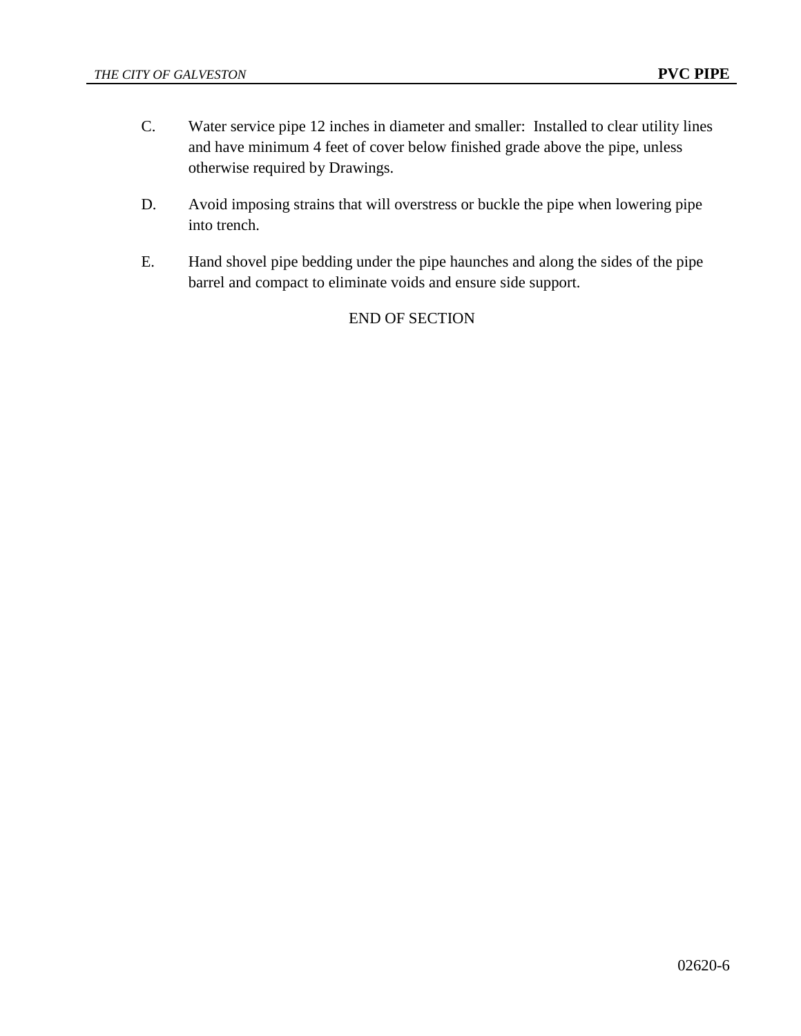C. Water service pipe 12 inches in diameter and smaller: Installed to clear utility lines and have minimum 4 feet of cover below finished grade above the pipe, unless otherwise required by Drawings.

D. Avoid imposing strains that will overstress or buckle the pipe when lowering pipe into trench.

E. Hand shovel pipe bedding under the pipe haunches and along the sides of the pipe barrel and compact to eliminate voids and ensure side support.

END OF SECTION